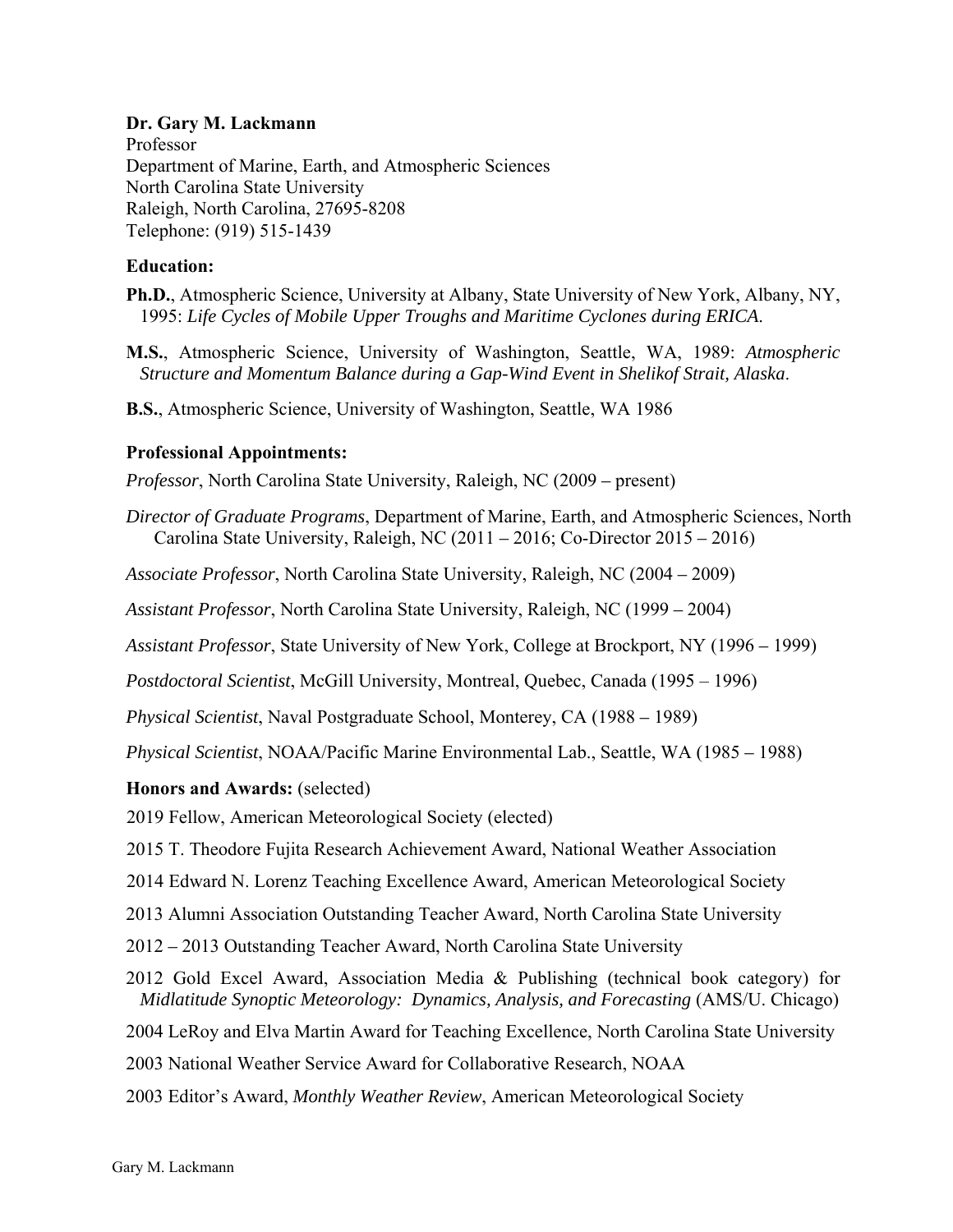**Dr. Gary M. Lackmann**
Professor
Department of Marine, Earth, and Atmospheric Sciences
North Carolina State University
Raleigh, North Carolina, 27695-8208
Telephone: (919) 515-1439

**Education:**

**Ph.D.**, Atmospheric Science, University at Albany, State University of New York, Albany, NY, 1995: *Life Cycles of Mobile Upper Troughs and Maritime Cyclones during ERICA.*

**M.S.**, Atmospheric Science, University of Washington, Seattle, WA, 1989: *Atmospheric Structure and Momentum Balance during a Gap-Wind Event in Shelikof Strait, Alaska*.

**B.S.**, Atmospheric Science, University of Washington, Seattle, WA 1986

**Professional Appointments:**

*Professor*, North Carolina State University, Raleigh, NC (2009 – present)

*Director of Graduate Programs*, Department of Marine, Earth, and Atmospheric Sciences, North Carolina State University, Raleigh, NC (2011 – 2016; Co-Director 2015 – 2016)

*Associate Professor*, North Carolina State University, Raleigh, NC (2004 – 2009)

*Assistant Professor*, North Carolina State University, Raleigh, NC (1999 – 2004)

*Assistant Professor*, State University of New York, College at Brockport, NY (1996 – 1999)

*Postdoctoral Scientist*, McGill University, Montreal, Quebec, Canada (1995 – 1996)

*Physical Scientist*, Naval Postgraduate School, Monterey, CA (1988 – 1989)

*Physical Scientist*, NOAA/Pacific Marine Environmental Lab., Seattle, WA (1985 – 1988)

**Honors and Awards:** (selected)

2019 Fellow, American Meteorological Society (elected)

2015 T. Theodore Fujita Research Achievement Award, National Weather Association

2014 Edward N. Lorenz Teaching Excellence Award, American Meteorological Society

2013 Alumni Association Outstanding Teacher Award, North Carolina State University

2012 – 2013 Outstanding Teacher Award, North Carolina State University

2012 Gold Excel Award, Association Media & Publishing (technical book category) for *Midlatitude Synoptic Meteorology: Dynamics, Analysis, and Forecasting* (AMS/U. Chicago)

2004 LeRoy and Elva Martin Award for Teaching Excellence, North Carolina State University

2003 National Weather Service Award for Collaborative Research, NOAA

2003 Editor's Award, *Monthly Weather Review*, American Meteorological Society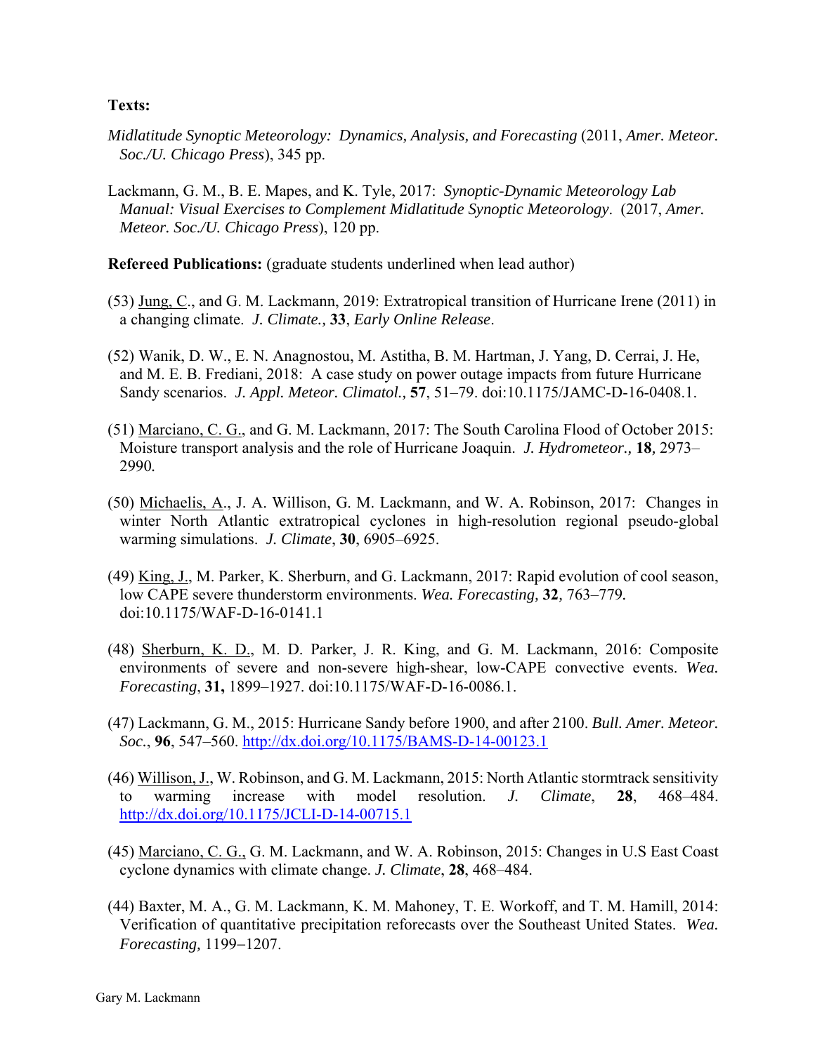**Texts:**

*Midlatitude Synoptic Meteorology: Dynamics, Analysis, and Forecasting* (2011, *Amer. Meteor. Soc./U. Chicago Press*), 345 pp.

Lackmann, G. M., B. E. Mapes, and K. Tyle, 2017: *Synoptic-Dynamic Meteorology Lab Manual: Visual Exercises to Complement Midlatitude Synoptic Meteorology*. (2017, *Amer. Meteor. Soc./U. Chicago Press*), 120 pp.

**Refereed Publications:** (graduate students underlined when lead author)

(53) <u>Jung, C</u>., and G. M. Lackmann, 2019: Extratropical transition of Hurricane Irene (2011) in a changing climate. *J. Climate.,* **33**, *Early Online Release*.

(52) Wanik, D. W., E. N. Anagnostou, M. Astitha, B. M. Hartman, J. Yang, D. Cerrai, J. He, and M. E. B. Frediani, 2018: A case study on power outage impacts from future Hurricane Sandy scenarios. *J. Appl. Meteor. Climatol.,* **57**, 51–79. doi:10.1175/JAMC-D-16-0408.1.

(51) <u>Marciano, C. G.</u>, and G. M. Lackmann, 2017: The South Carolina Flood of October 2015: Moisture transport analysis and the role of Hurricane Joaquin. *J. Hydrometeor.,* **18***,* 2973–2990*.*

(50) <u>Michaelis, A</u>., J. A. Willison, G. M. Lackmann, and W. A. Robinson, 2017: Changes in winter North Atlantic extratropical cyclones in high-resolution regional pseudo-global warming simulations. *J. Climate*, **30**, 6905–6925.

(49) <u>King, J.</u>, M. Parker, K. Sherburn, and G. Lackmann, 2017: Rapid evolution of cool season, low CAPE severe thunderstorm environments. *Wea. Forecasting,* **32***,* 763–779*.* doi:10.1175/WAF-D-16-0141.1

(48) <u>Sherburn, K. D.</u>, M. D. Parker, J. R. King, and G. M. Lackmann, 2016: Composite environments of severe and non-severe high-shear, low-CAPE convective events. *Wea. Forecasting*, **31,** 1899–1927. doi:10.1175/WAF-D-16-0086.1.

(47) Lackmann, G. M., 2015: Hurricane Sandy before 1900, and after 2100. *Bull. Amer. Meteor. Soc.*, **96**, 547–560. http://dx.doi.org/10.1175/BAMS-D-14-00123.1

(46) <u>Willison, J.</u>, W. Robinson, and G. M. Lackmann, 2015: North Atlantic stormtrack sensitivity to warming increase with model resolution. *J. Climate*, **28**, 468–484. http://dx.doi.org/10.1175/JCLI-D-14-00715.1

(45) <u>Marciano, C. G.,</u> G. M. Lackmann, and W. A. Robinson, 2015: Changes in U.S East Coast cyclone dynamics with climate change. *J. Climate*, **28**, 468–484.

(44) Baxter, M. A., G. M. Lackmann, K. M. Mahoney, T. E. Workoff, and T. M. Hamill, 2014: Verification of quantitative precipitation reforecasts over the Southeast United States. *Wea. Forecasting,* 1199−1207.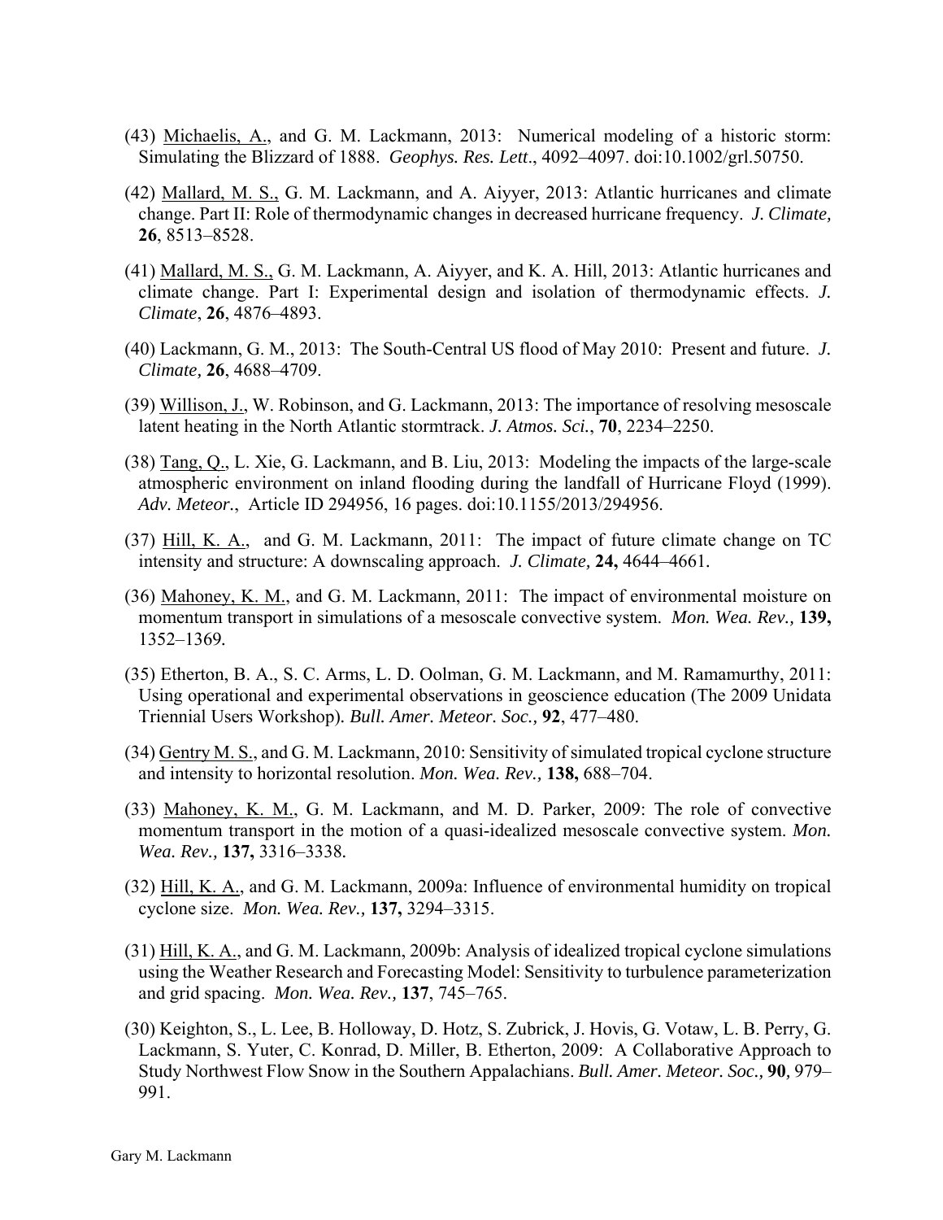(43) <u>Michaelis, A.</u>, and G. M. Lackmann, 2013: Numerical modeling of a historic storm: Simulating the Blizzard of 1888. *Geophys. Res. Lett*., 4092–4097. doi:10.1002/grl.50750.

(42) <u>Mallard, M. S.</u>, G. M. Lackmann, and A. Aiyyer, 2013: Atlantic hurricanes and climate change. Part II: Role of thermodynamic changes in decreased hurricane frequency. *J. Climate,* **26**, 8513–8528.

(41) <u>Mallard, M. S.</u>, G. M. Lackmann, A. Aiyyer, and K. A. Hill, 2013: Atlantic hurricanes and climate change. Part I: Experimental design and isolation of thermodynamic effects. *J. Climate*, **26**, 4876–4893.

(40) Lackmann, G. M., 2013: The South-Central US flood of May 2010: Present and future. *J. Climate,* **26**, 4688–4709.

(39) <u>Willison, J.</u>, W. Robinson, and G. Lackmann, 2013: The importance of resolving mesoscale latent heating in the North Atlantic stormtrack. *J. Atmos. Sci.*, **70**, 2234–2250.

(38) <u>Tang, Q.</u>, L. Xie, G. Lackmann, and B. Liu, 2013: Modeling the impacts of the large-scale atmospheric environment on inland flooding during the landfall of Hurricane Floyd (1999). *Adv. Meteor.*, Article ID 294956, 16 pages. doi:10.1155/2013/294956.

(37) <u>Hill, K. A.</u>, and G. M. Lackmann, 2011: The impact of future climate change on TC intensity and structure: A downscaling approach. *J. Climate,* **24,** 4644–4661.

(36) <u>Mahoney, K. M.</u>, and G. M. Lackmann, 2011: The impact of environmental moisture on momentum transport in simulations of a mesoscale convective system. *Mon. Wea. Rev.,* **139,** 1352–1369.

(35) Etherton, B. A., S. C. Arms, L. D. Oolman, G. M. Lackmann, and M. Ramamurthy, 2011: Using operational and experimental observations in geoscience education (The 2009 Unidata Triennial Users Workshop). *Bull. Amer. Meteor. Soc.,* **92**, 477–480.

(34) <u>Gentry M. S.</u>, and G. M. Lackmann, 2010: Sensitivity of simulated tropical cyclone structure and intensity to horizontal resolution. *Mon. Wea. Rev.,* **138,** 688–704.

(33) <u>Mahoney, K. M.</u>, G. M. Lackmann, and M. D. Parker, 2009: The role of convective momentum transport in the motion of a quasi-idealized mesoscale convective system. *Mon. Wea. Rev.,* **137,** 3316–3338.

(32) <u>Hill, K. A.</u>, and G. M. Lackmann, 2009a: Influence of environmental humidity on tropical cyclone size. *Mon. Wea. Rev.,* **137,** 3294–3315.

(31) <u>Hill, K. A.</u>, and G. M. Lackmann, 2009b: Analysis of idealized tropical cyclone simulations using the Weather Research and Forecasting Model: Sensitivity to turbulence parameterization and grid spacing. *Mon. Wea. Rev.,* **137**, 745–765.

(30) Keighton, S., L. Lee, B. Holloway, D. Hotz, S. Zubrick, J. Hovis, G. Votaw, L. B. Perry, G. Lackmann, S. Yuter, C. Konrad, D. Miller, B. Etherton, 2009: A Collaborative Approach to Study Northwest Flow Snow in the Southern Appalachians. *Bull. Amer. Meteor. Soc.,* **90***,* 979–991.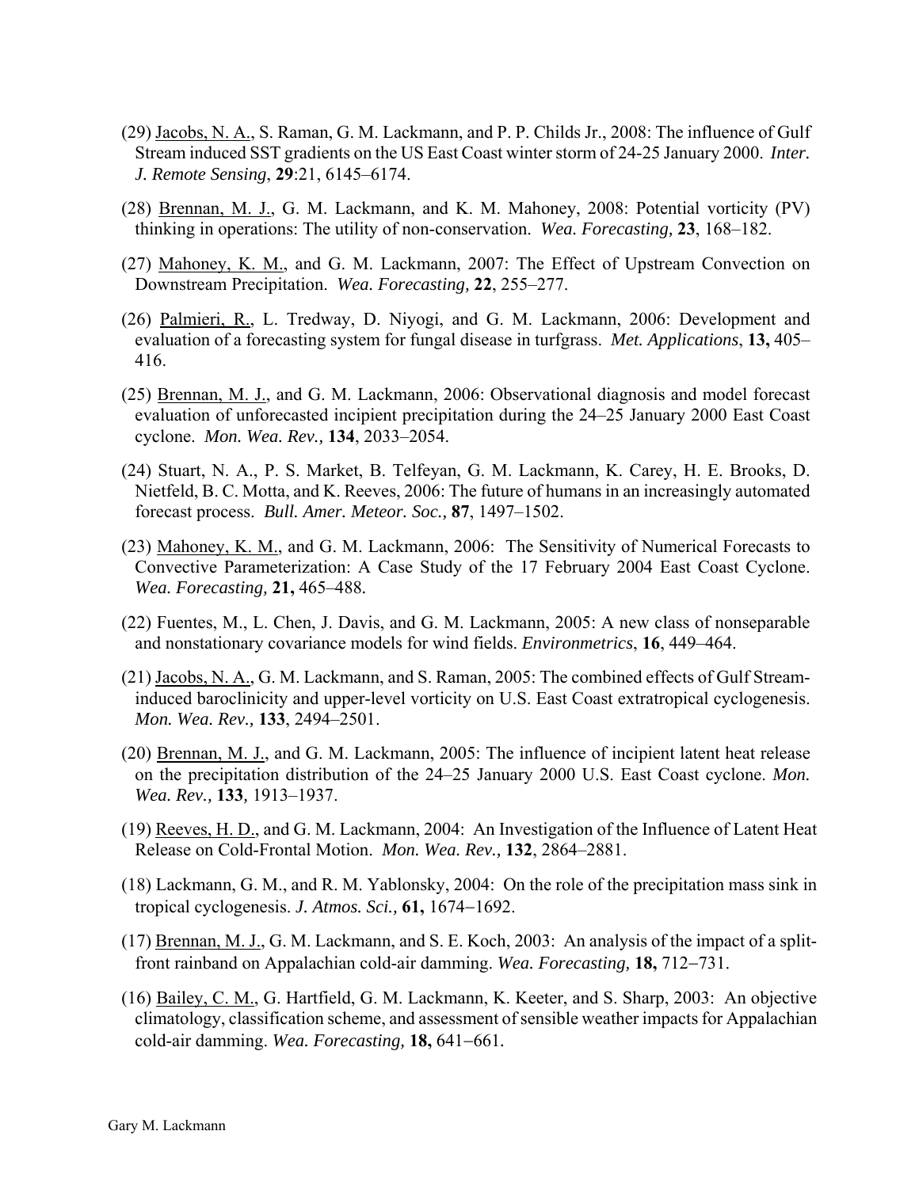(29) Jacobs, N. A., S. Raman, G. M. Lackmann, and P. P. Childs Jr., 2008: The influence of Gulf Stream induced SST gradients on the US East Coast winter storm of 24-25 January 2000. *Inter. J. Remote Sensing*, **29**:21, 6145–6174.

(28) Brennan, M. J., G. M. Lackmann, and K. M. Mahoney, 2008: Potential vorticity (PV) thinking in operations: The utility of non-conservation. *Wea. Forecasting,* **23**, 168–182.

(27) Mahoney, K. M., and G. M. Lackmann, 2007: The Effect of Upstream Convection on Downstream Precipitation. *Wea. Forecasting,* **22**, 255–277.

(26) Palmieri, R., L. Tredway, D. Niyogi, and G. M. Lackmann, 2006: Development and evaluation of a forecasting system for fungal disease in turfgrass. *Met. Applications*, **13,** 405–416.

(25) Brennan, M. J., and G. M. Lackmann, 2006: Observational diagnosis and model forecast evaluation of unforecasted incipient precipitation during the 24–25 January 2000 East Coast cyclone. *Mon. Wea. Rev.,* **134**, 2033–2054.

(24) Stuart, N. A., P. S. Market, B. Telfeyan, G. M. Lackmann, K. Carey, H. E. Brooks, D. Nietfeld, B. C. Motta, and K. Reeves, 2006: The future of humans in an increasingly automated forecast process. *Bull. Amer. Meteor. Soc.,* **87**, 1497–1502.

(23) Mahoney, K. M., and G. M. Lackmann, 2006: The Sensitivity of Numerical Forecasts to Convective Parameterization: A Case Study of the 17 February 2004 East Coast Cyclone. *Wea. Forecasting,* **21,** 465–488.

(22) Fuentes, M., L. Chen, J. Davis, and G. M. Lackmann, 2005: A new class of nonseparable and nonstationary covariance models for wind fields. *Environmetrics*, **16**, 449–464.

(21) Jacobs, N. A., G. M. Lackmann, and S. Raman, 2005: The combined effects of Gulf Stream-induced baroclinicity and upper-level vorticity on U.S. East Coast extratropical cyclogenesis. *Mon. Wea. Rev.,* **133**, 2494–2501.

(20) Brennan, M. J., and G. M. Lackmann, 2005: The influence of incipient latent heat release on the precipitation distribution of the 24–25 January 2000 U.S. East Coast cyclone. *Mon. Wea. Rev.,* **133***,* 1913–1937.

(19) Reeves, H. D., and G. M. Lackmann, 2004: An Investigation of the Influence of Latent Heat Release on Cold-Frontal Motion. *Mon. Wea. Rev.,* **132**, 2864–2881.

(18) Lackmann, G. M., and R. M. Yablonsky, 2004: On the role of the precipitation mass sink in tropical cyclogenesis. *J. Atmos. Sci.,* **61,** 1674–1692.

(17) Brennan, M. J., G. M. Lackmann, and S. E. Koch, 2003: An analysis of the impact of a split-front rainband on Appalachian cold-air damming. *Wea. Forecasting,* **18,** 712–731.

(16) Bailey, C. M., G. Hartfield, G. M. Lackmann, K. Keeter, and S. Sharp, 2003: An objective climatology, classification scheme, and assessment of sensible weather impacts for Appalachian cold-air damming. *Wea. Forecasting,* **18,** 641–661.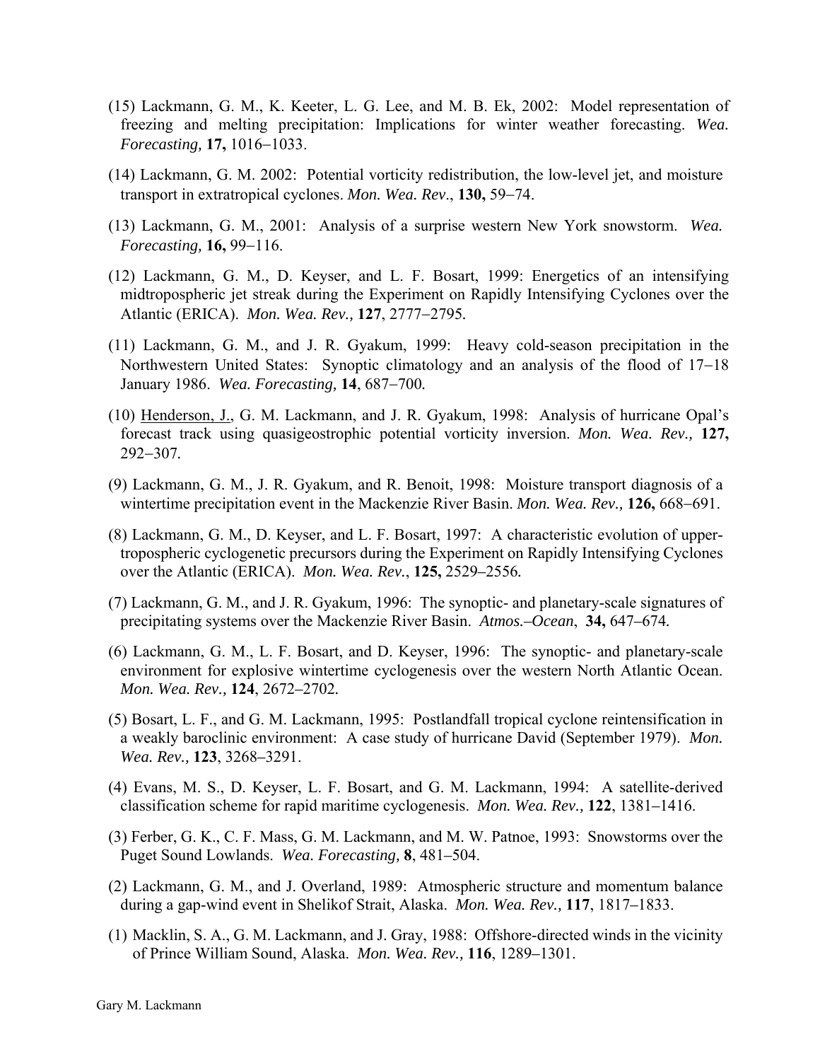(15) Lackmann, G. M., K. Keeter, L. G. Lee, and M. B. Ek, 2002: Model representation of freezing and melting precipitation: Implications for winter weather forecasting. *Wea. Forecasting,* **17,** 1016–1033.

(14) Lackmann, G. M. 2002: Potential vorticity redistribution, the low-level jet, and moisture transport in extratropical cyclones. *Mon. Wea. Rev*., **130,** 59–74.

(13) Lackmann, G. M., 2001: Analysis of a surprise western New York snowstorm. *Wea. Forecasting,* **16,** 99–116.

(12) Lackmann, G. M., D. Keyser, and L. F. Bosart, 1999: Energetics of an intensifying midtropospheric jet streak during the Experiment on Rapidly Intensifying Cyclones over the Atlantic (ERICA). *Mon. Wea. Rev.,* **127**, 2777–2795.

(11) Lackmann, G. M., and J. R. Gyakum, 1999: Heavy cold-season precipitation in the Northwestern United States: Synoptic climatology and an analysis of the flood of 17–18 January 1986. *Wea. Forecasting,* **14**, 687–700.

(10) <u>Henderson, J.</u>, G. M. Lackmann, and J. R. Gyakum, 1998: Analysis of hurricane Opal's forecast track using quasigeostrophic potential vorticity inversion. *Mon. Wea. Rev.,* **127,** 292–307.

(9) Lackmann, G. M., J. R. Gyakum, and R. Benoit, 1998: Moisture transport diagnosis of a wintertime precipitation event in the Mackenzie River Basin. *Mon. Wea. Rev.,* **126,** 668–691.

(8) Lackmann, G. M., D. Keyser, and L. F. Bosart, 1997: A characteristic evolution of upper-tropospheric cyclogenetic precursors during the Experiment on Rapidly Intensifying Cyclones over the Atlantic (ERICA). *Mon. Wea. Rev*., **125,** 2529–2556.

(7) Lackmann, G. M., and J. R. Gyakum, 1996: The synoptic- and planetary-scale signatures of precipitating systems over the Mackenzie River Basin. *Atmos.–Ocean*, **34,** 647–674.

(6) Lackmann, G. M., L. F. Bosart, and D. Keyser, 1996: The synoptic- and planetary-scale environment for explosive wintertime cyclogenesis over the western North Atlantic Ocean. *Mon. Wea. Rev.,* **124**, 2672–2702.

(5) Bosart, L. F., and G. M. Lackmann, 1995: Postlandfall tropical cyclone reintensification in a weakly baroclinic environment: A case study of hurricane David (September 1979). *Mon. Wea. Rev.,* **123**, 3268–3291.

(4) Evans, M. S., D. Keyser, L. F. Bosart, and G. M. Lackmann, 1994: A satellite-derived classification scheme for rapid maritime cyclogenesis. *Mon. Wea. Rev.,* **122**, 1381–1416.

(3) Ferber, G. K., C. F. Mass, G. M. Lackmann, and M. W. Patnoe, 1993: Snowstorms over the Puget Sound Lowlands. *Wea. Forecasting,* **8**, 481–504.

(2) Lackmann, G. M., and J. Overland, 1989: Atmospheric structure and momentum balance during a gap-wind event in Shelikof Strait, Alaska. *Mon. Wea. Rev.,* **117**, 1817–1833.

(1) Macklin, S. A., G. M. Lackmann, and J. Gray, 1988: Offshore-directed winds in the vicinity of Prince William Sound, Alaska. *Mon. Wea. Rev.,* **116**, 1289–1301.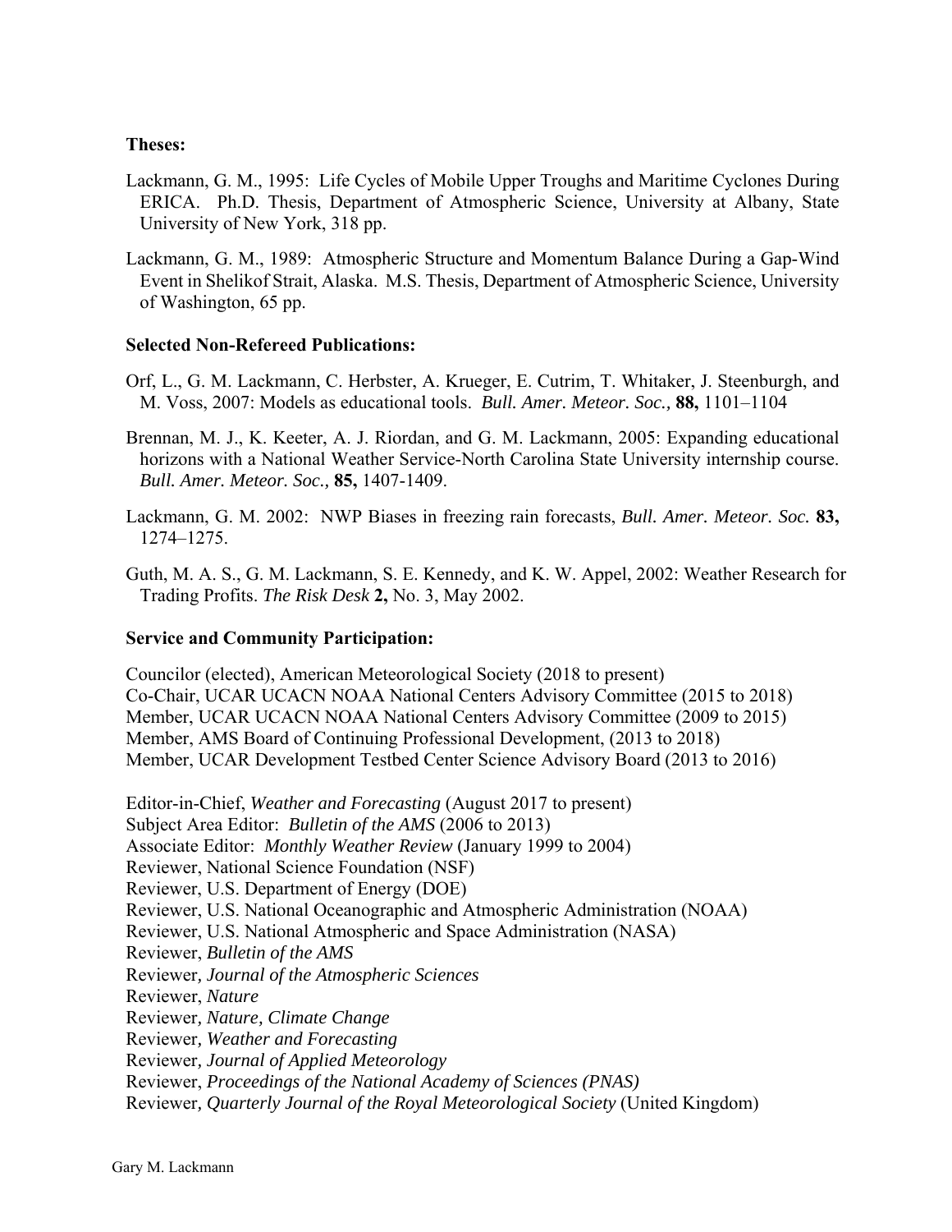**Theses:**

Lackmann, G. M., 1995: Life Cycles of Mobile Upper Troughs and Maritime Cyclones During ERICA. Ph.D. Thesis, Department of Atmospheric Science, University at Albany, State University of New York, 318 pp.

Lackmann, G. M., 1989: Atmospheric Structure and Momentum Balance During a Gap-Wind Event in Shelikof Strait, Alaska. M.S. Thesis, Department of Atmospheric Science, University of Washington, 65 pp.

**Selected Non-Refereed Publications:**

Orf, L., G. M. Lackmann, C. Herbster, A. Krueger, E. Cutrim, T. Whitaker, J. Steenburgh, and M. Voss, 2007: Models as educational tools. *Bull. Amer. Meteor. Soc.,* **88,** 1101–1104

Brennan, M. J., K. Keeter, A. J. Riordan, and G. M. Lackmann, 2005: Expanding educational horizons with a National Weather Service-North Carolina State University internship course. *Bull. Amer. Meteor. Soc.,* **85,** 1407-1409.

Lackmann, G. M. 2002: NWP Biases in freezing rain forecasts, *Bull. Amer. Meteor. Soc.* **83,** 1274–1275.

Guth, M. A. S., G. M. Lackmann, S. E. Kennedy, and K. W. Appel, 2002: Weather Research for Trading Profits. *The Risk Desk* **2,** No. 3, May 2002.

**Service and Community Participation:**

Councilor (elected), American Meteorological Society (2018 to present)
Co-Chair, UCAR UCACN NOAA National Centers Advisory Committee (2015 to 2018)
Member, UCAR UCACN NOAA National Centers Advisory Committee (2009 to 2015)
Member, AMS Board of Continuing Professional Development, (2013 to 2018)
Member, UCAR Development Testbed Center Science Advisory Board (2013 to 2016)

Editor-in-Chief, *Weather and Forecasting* (August 2017 to present)
Subject Area Editor: *Bulletin of the AMS* (2006 to 2013)
Associate Editor: *Monthly Weather Review* (January 1999 to 2004)
Reviewer, National Science Foundation (NSF)
Reviewer, U.S. Department of Energy (DOE)
Reviewer, U.S. National Oceanographic and Atmospheric Administration (NOAA)
Reviewer, U.S. National Atmospheric and Space Administration (NASA)
Reviewer, *Bulletin of the AMS*
Reviewer, *Journal of the Atmospheric Sciences*
Reviewer, *Nature*
Reviewer, *Nature, Climate Change*
Reviewer, *Weather and Forecasting*
Reviewer, *Journal of Applied Meteorology*
Reviewer, *Proceedings of the National Academy of Sciences (PNAS)*
Reviewer, *Quarterly Journal of the Royal Meteorological Society* (United Kingdom)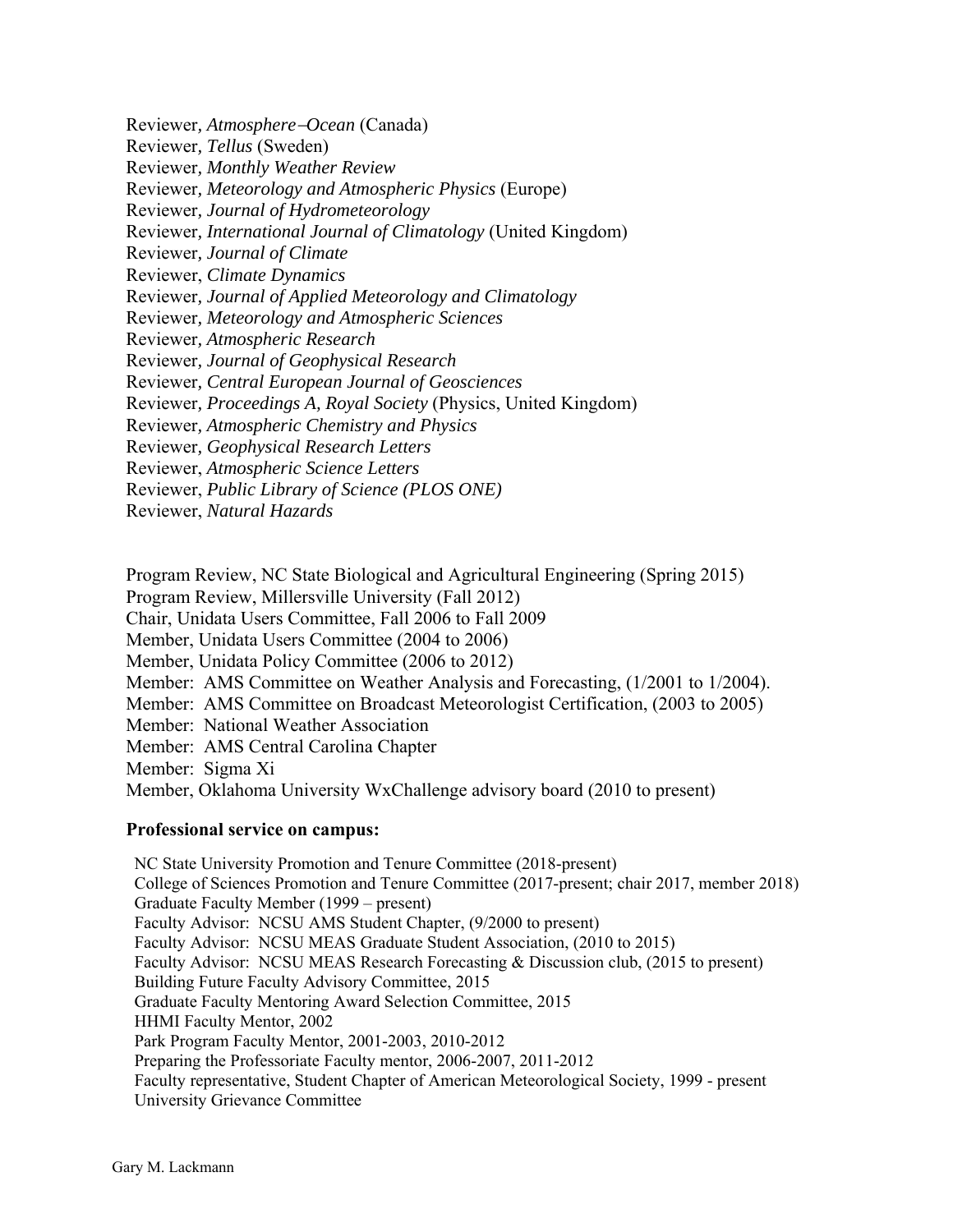Reviewer, *Atmosphere–Ocean* (Canada)
Reviewer, *Tellus* (Sweden)
Reviewer, *Monthly Weather Review*
Reviewer, *Meteorology and Atmospheric Physics* (Europe)
Reviewer, *Journal of Hydrometeorology*
Reviewer, *International Journal of Climatology* (United Kingdom)
Reviewer, *Journal of Climate*
Reviewer, *Climate Dynamics*
Reviewer, *Journal of Applied Meteorology and Climatology*
Reviewer, *Meteorology and Atmospheric Sciences*
Reviewer, *Atmospheric Research*
Reviewer, *Journal of Geophysical Research*
Reviewer, *Central European Journal of Geosciences*
Reviewer, *Proceedings A, Royal Society* (Physics, United Kingdom)
Reviewer, *Atmospheric Chemistry and Physics*
Reviewer, *Geophysical Research Letters*
Reviewer, *Atmospheric Science Letters*
Reviewer, *Public Library of Science (PLOS ONE)*
Reviewer, *Natural Hazards*

Program Review, NC State Biological and Agricultural Engineering (Spring 2015)
Program Review, Millersville University (Fall 2012)
Chair, Unidata Users Committee, Fall 2006 to Fall 2009
Member, Unidata Users Committee (2004 to 2006)
Member, Unidata Policy Committee (2006 to 2012)
Member: AMS Committee on Weather Analysis and Forecasting, (1/2001 to 1/2004).
Member: AMS Committee on Broadcast Meteorologist Certification, (2003 to 2005)
Member: National Weather Association
Member: AMS Central Carolina Chapter
Member: Sigma Xi
Member, Oklahoma University WxChallenge advisory board (2010 to present)

**Professional service on campus:**

NC State University Promotion and Tenure Committee (2018-present)
College of Sciences Promotion and Tenure Committee (2017-present; chair 2017, member 2018)
Graduate Faculty Member (1999 – present)
Faculty Advisor: NCSU AMS Student Chapter, (9/2000 to present)
Faculty Advisor: NCSU MEAS Graduate Student Association, (2010 to 2015)
Faculty Advisor: NCSU MEAS Research Forecasting & Discussion club, (2015 to present)
Building Future Faculty Advisory Committee, 2015
Graduate Faculty Mentoring Award Selection Committee, 2015
HHMI Faculty Mentor, 2002
Park Program Faculty Mentor, 2001-2003, 2010-2012
Preparing the Professoriate Faculty mentor, 2006-2007, 2011-2012
Faculty representative, Student Chapter of American Meteorological Society, 1999 - present
University Grievance Committee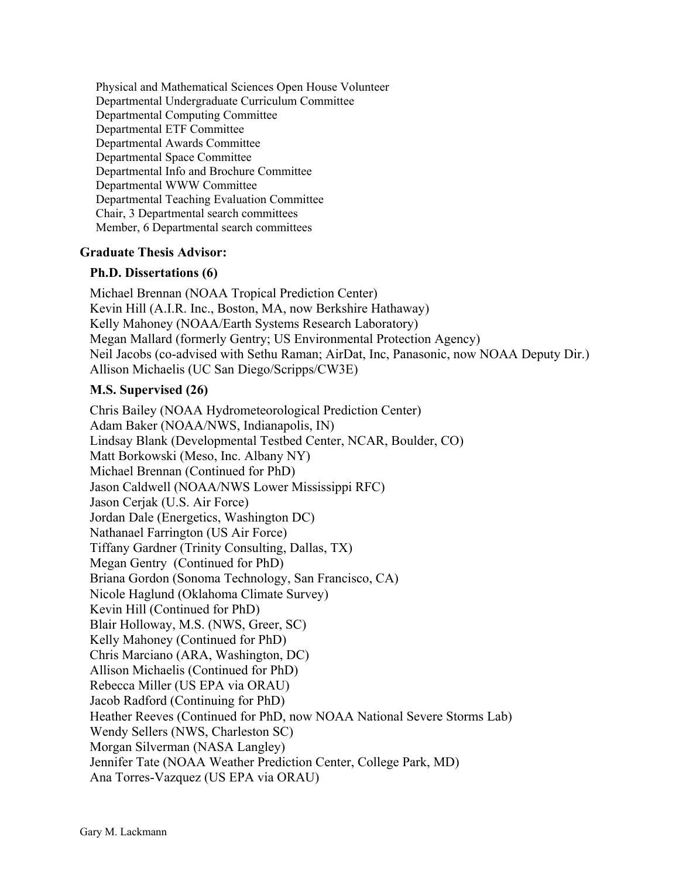Physical and Mathematical Sciences Open House Volunteer
Departmental Undergraduate Curriculum Committee
Departmental Computing Committee
Departmental ETF Committee
Departmental Awards Committee
Departmental Space Committee
Departmental Info and Brochure Committee
Departmental WWW Committee
Departmental Teaching Evaluation Committee
Chair, 3 Departmental search committees
Member, 6 Departmental search committees

**Graduate Thesis Advisor:**

**Ph.D. Dissertations (6)**

Michael Brennan (NOAA Tropical Prediction Center)
Kevin Hill (A.I.R. Inc., Boston, MA, now Berkshire Hathaway)
Kelly Mahoney (NOAA/Earth Systems Research Laboratory)
Megan Mallard (formerly Gentry; US Environmental Protection Agency)
Neil Jacobs (co-advised with Sethu Raman; AirDat, Inc, Panasonic, now NOAA Deputy Dir.)
Allison Michaelis (UC San Diego/Scripps/CW3E)

**M.S. Supervised (26)**

Chris Bailey (NOAA Hydrometeorological Prediction Center)
Adam Baker (NOAA/NWS, Indianapolis, IN)
Lindsay Blank (Developmental Testbed Center, NCAR, Boulder, CO)
Matt Borkowski (Meso, Inc. Albany NY)
Michael Brennan (Continued for PhD)
Jason Caldwell (NOAA/NWS Lower Mississippi RFC)
Jason Cerjak (U.S. Air Force)
Jordan Dale (Energetics, Washington DC)
Nathanael Farrington (US Air Force)
Tiffany Gardner (Trinity Consulting, Dallas, TX)
Megan Gentry (Continued for PhD)
Briana Gordon (Sonoma Technology, San Francisco, CA)
Nicole Haglund (Oklahoma Climate Survey)
Kevin Hill (Continued for PhD)
Blair Holloway, M.S. (NWS, Greer, SC)
Kelly Mahoney (Continued for PhD)
Chris Marciano (ARA, Washington, DC)
Allison Michaelis (Continued for PhD)
Rebecca Miller (US EPA via ORAU)
Jacob Radford (Continuing for PhD)
Heather Reeves (Continued for PhD, now NOAA National Severe Storms Lab)
Wendy Sellers (NWS, Charleston SC)
Morgan Silverman (NASA Langley)
Jennifer Tate (NOAA Weather Prediction Center, College Park, MD)
Ana Torres-Vazquez (US EPA via ORAU)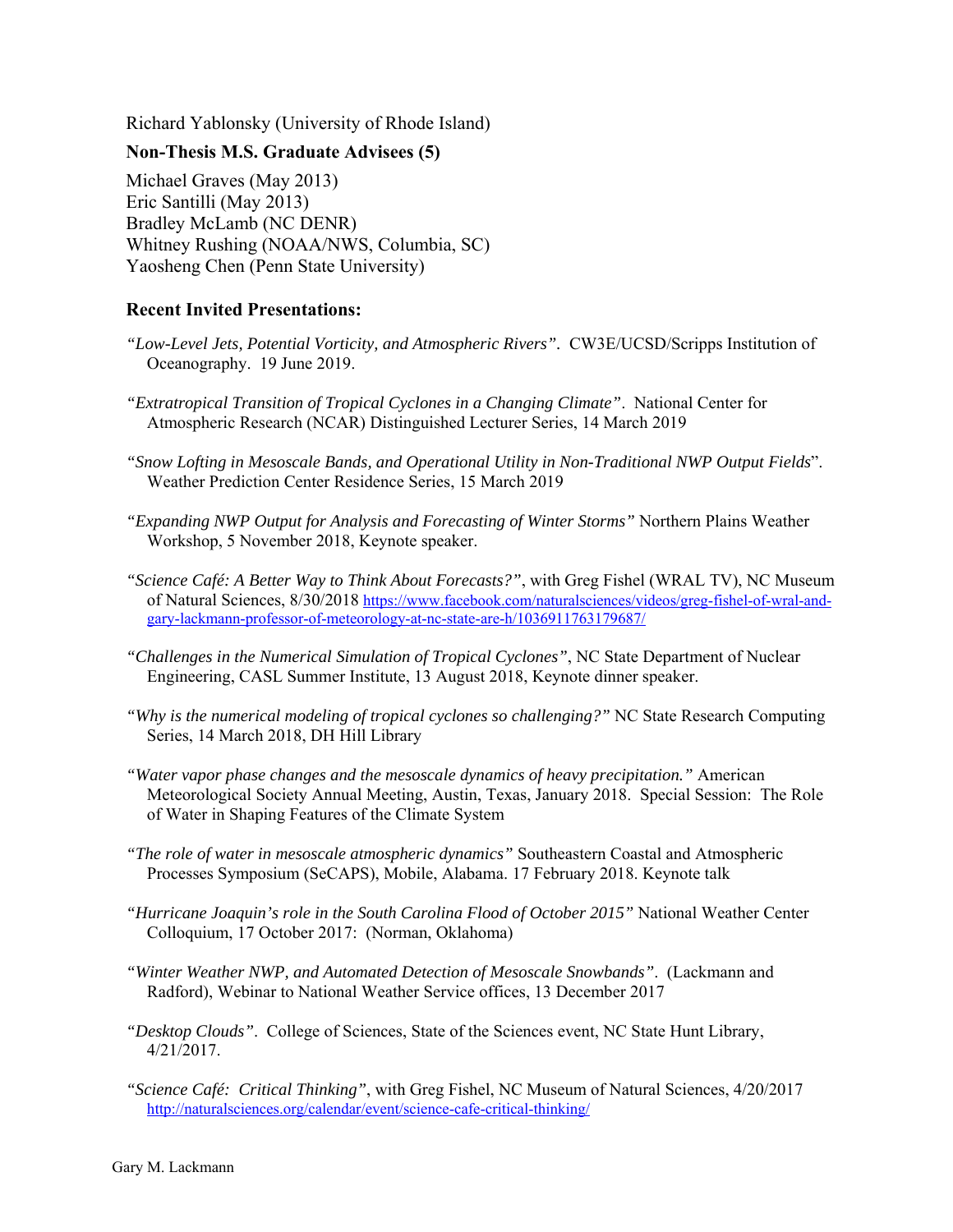Richard Yablonsky (University of Rhode Island)

**Non-Thesis M.S. Graduate Advisees (5)**

Michael Graves (May 2013)
Eric Santilli (May 2013)
Bradley McLamb (NC DENR)
Whitney Rushing (NOAA/NWS, Columbia, SC)
Yaosheng Chen (Penn State University)

**Recent Invited Presentations:**

*"Low-Level Jets, Potential Vorticity, and Atmospheric Rivers"*. CW3E/UCSD/Scripps Institution of Oceanography. 19 June 2019.

*"Extratropical Transition of Tropical Cyclones in a Changing Climate"*. National Center for Atmospheric Research (NCAR) Distinguished Lecturer Series, 14 March 2019

*"Snow Lofting in Mesoscale Bands, and Operational Utility in Non-Traditional NWP Output Fields*". Weather Prediction Center Residence Series, 15 March 2019

*"Expanding NWP Output for Analysis and Forecasting of Winter Storms"* Northern Plains Weather Workshop, 5 November 2018, Keynote speaker.

*"Science Café: A Better Way to Think About Forecasts?"*, with Greg Fishel (WRAL TV), NC Museum of Natural Sciences, 8/30/2018 https://www.facebook.com/naturalsciences/videos/greg-fishel-of-wral-and-gary-lackmann-professor-of-meteorology-at-nc-state-are-h/1036911763179687/

*"Challenges in the Numerical Simulation of Tropical Cyclones"*, NC State Department of Nuclear Engineering, CASL Summer Institute, 13 August 2018, Keynote dinner speaker.

*"Why is the numerical modeling of tropical cyclones so challenging?"* NC State Research Computing Series, 14 March 2018, DH Hill Library

*"Water vapor phase changes and the mesoscale dynamics of heavy precipitation."* American Meteorological Society Annual Meeting, Austin, Texas, January 2018. Special Session: The Role of Water in Shaping Features of the Climate System

*"The role of water in mesoscale atmospheric dynamics"* Southeastern Coastal and Atmospheric Processes Symposium (SeCAPS), Mobile, Alabama. 17 February 2018. Keynote talk

*"Hurricane Joaquin's role in the South Carolina Flood of October 2015"* National Weather Center Colloquium, 17 October 2017: (Norman, Oklahoma)

*"Winter Weather NWP, and Automated Detection of Mesoscale Snowbands"*. (Lackmann and Radford), Webinar to National Weather Service offices, 13 December 2017

*"Desktop Clouds"*. College of Sciences, State of the Sciences event, NC State Hunt Library, 4/21/2017.

*"Science Café: Critical Thinking"*, with Greg Fishel, NC Museum of Natural Sciences, 4/20/2017 http://naturalsciences.org/calendar/event/science-cafe-critical-thinking/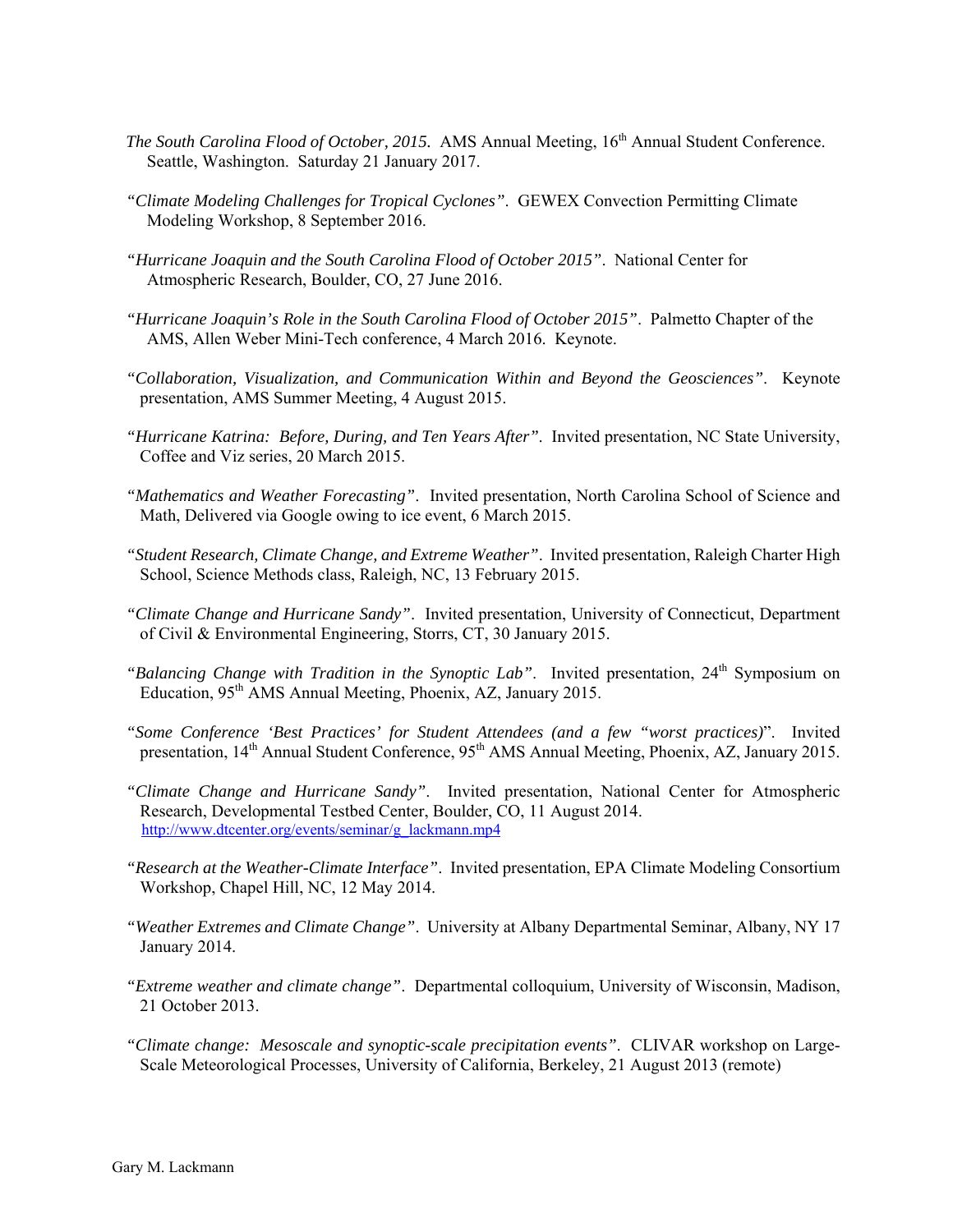*The South Carolina Flood of October, 2015.* AMS Annual Meeting, 16th Annual Student Conference. Seattle, Washington. Saturday 21 January 2017.

*"Climate Modeling Challenges for Tropical Cyclones"*. GEWEX Convection Permitting Climate Modeling Workshop, 8 September 2016.

*"Hurricane Joaquin and the South Carolina Flood of October 2015"*. National Center for Atmospheric Research, Boulder, CO, 27 June 2016.

*"Hurricane Joaquin's Role in the South Carolina Flood of October 2015"*. Palmetto Chapter of the AMS, Allen Weber Mini-Tech conference, 4 March 2016. Keynote.

*"Collaboration, Visualization, and Communication Within and Beyond the Geosciences"*. Keynote presentation, AMS Summer Meeting, 4 August 2015.

*"Hurricane Katrina: Before, During, and Ten Years After"*. Invited presentation, NC State University, Coffee and Viz series, 20 March 2015.

*"Mathematics and Weather Forecasting"*. Invited presentation, North Carolina School of Science and Math, Delivered via Google owing to ice event, 6 March 2015.

*"Student Research, Climate Change, and Extreme Weather"*. Invited presentation, Raleigh Charter High School, Science Methods class, Raleigh, NC, 13 February 2015.

*"Climate Change and Hurricane Sandy"*. Invited presentation, University of Connecticut, Department of Civil & Environmental Engineering, Storrs, CT, 30 January 2015.

*"Balancing Change with Tradition in the Synoptic Lab"*. Invited presentation, 24th Symposium on Education, 95th AMS Annual Meeting, Phoenix, AZ, January 2015.

*"Some Conference 'Best Practices' for Student Attendees (and a few "worst practices)*". Invited presentation, 14th Annual Student Conference, 95th AMS Annual Meeting, Phoenix, AZ, January 2015.

*"Climate Change and Hurricane Sandy"*. Invited presentation, National Center for Atmospheric Research, Developmental Testbed Center, Boulder, CO, 11 August 2014. http://www.dtcenter.org/events/seminar/g_lackmann.mp4

*"Research at the Weather-Climate Interface"*. Invited presentation, EPA Climate Modeling Consortium Workshop, Chapel Hill, NC, 12 May 2014.

*"Weather Extremes and Climate Change"*. University at Albany Departmental Seminar, Albany, NY 17 January 2014.

*"Extreme weather and climate change"*. Departmental colloquium, University of Wisconsin, Madison, 21 October 2013.

*"Climate change: Mesoscale and synoptic-scale precipitation events"*. CLIVAR workshop on Large-Scale Meteorological Processes, University of California, Berkeley, 21 August 2013 (remote)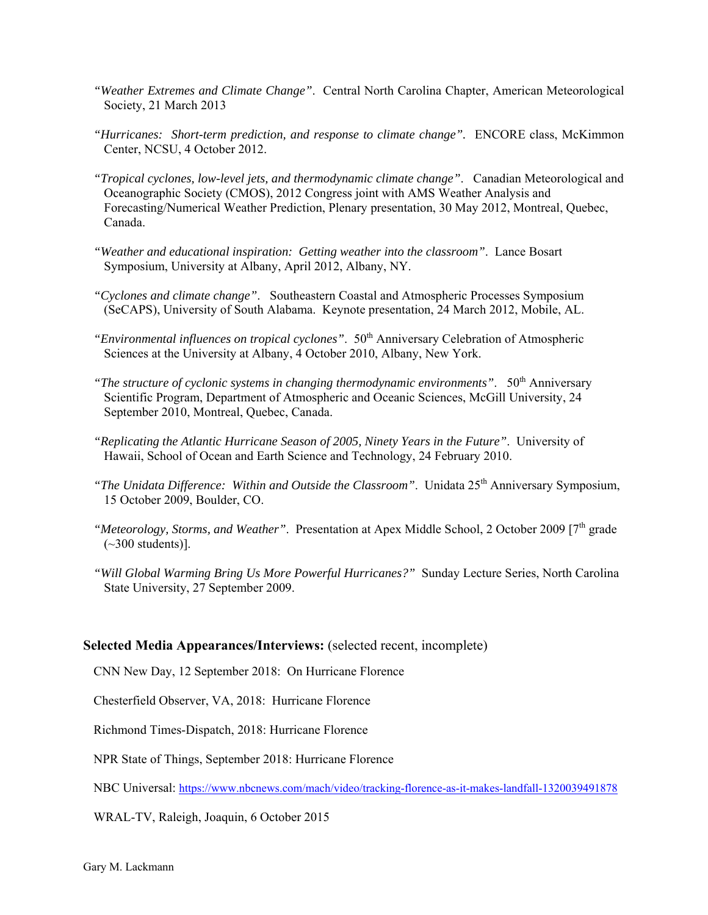*"Weather Extremes and Climate Change"*. Central North Carolina Chapter, American Meteorological Society, 21 March 2013

*"Hurricanes: Short-term prediction, and response to climate change"*. ENCORE class, McKimmon Center, NCSU, 4 October 2012.

*"Tropical cyclones, low-level jets, and thermodynamic climate change"*. Canadian Meteorological and Oceanographic Society (CMOS), 2012 Congress joint with AMS Weather Analysis and Forecasting/Numerical Weather Prediction, Plenary presentation, 30 May 2012, Montreal, Quebec, Canada.

*"Weather and educational inspiration: Getting weather into the classroom"*. Lance Bosart Symposium, University at Albany, April 2012, Albany, NY.

*"Cyclones and climate change"*. Southeastern Coastal and Atmospheric Processes Symposium (SeCAPS), University of South Alabama. Keynote presentation, 24 March 2012, Mobile, AL.

*"Environmental influences on tropical cyclones"*. 50th Anniversary Celebration of Atmospheric Sciences at the University at Albany, 4 October 2010, Albany, New York.

*"The structure of cyclonic systems in changing thermodynamic environments"*. 50th Anniversary Scientific Program, Department of Atmospheric and Oceanic Sciences, McGill University, 24 September 2010, Montreal, Quebec, Canada.

*"Replicating the Atlantic Hurricane Season of 2005, Ninety Years in the Future"*. University of Hawaii, School of Ocean and Earth Science and Technology, 24 February 2010.

*"The Unidata Difference: Within and Outside the Classroom"*. Unidata 25th Anniversary Symposium, 15 October 2009, Boulder, CO.

*"Meteorology, Storms, and Weather"*. Presentation at Apex Middle School, 2 October 2009 [7th grade (~300 students)].

*"Will Global Warming Bring Us More Powerful Hurricanes?"* Sunday Lecture Series, North Carolina State University, 27 September 2009.

**Selected Media Appearances/Interviews:** (selected recent, incomplete)

CNN New Day, 12 September 2018: On Hurricane Florence

Chesterfield Observer, VA, 2018: Hurricane Florence

Richmond Times-Dispatch, 2018: Hurricane Florence

NPR State of Things, September 2018: Hurricane Florence

NBC Universal: https://www.nbcnews.com/mach/video/tracking-florence-as-it-makes-landfall-1320039491878

WRAL-TV, Raleigh, Joaquin, 6 October 2015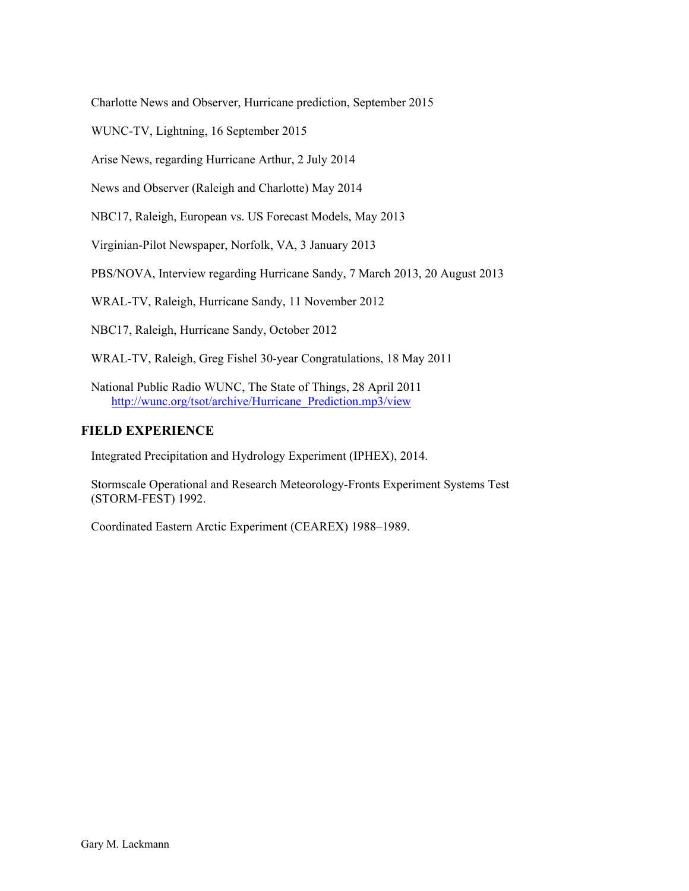Charlotte News and Observer, Hurricane prediction, September 2015

WUNC-TV, Lightning, 16 September 2015

Arise News, regarding Hurricane Arthur, 2 July 2014

News and Observer (Raleigh and Charlotte) May 2014

NBC17, Raleigh, European vs. US Forecast Models, May 2013

Virginian-Pilot Newspaper, Norfolk, VA, 3 January 2013

PBS/NOVA, Interview regarding Hurricane Sandy, 7 March 2013, 20 August 2013

WRAL-TV, Raleigh, Hurricane Sandy, 11 November 2012

NBC17, Raleigh, Hurricane Sandy, October 2012

WRAL-TV, Raleigh, Greg Fishel 30-year Congratulations, 18 May 2011

National Public Radio WUNC, The State of Things, 28 April 2011
http://wunc.org/tsot/archive/Hurricane_Prediction.mp3/view

## FIELD EXPERIENCE

Integrated Precipitation and Hydrology Experiment (IPHEX), 2014.

Stormscale Operational and Research Meteorology-Fronts Experiment Systems Test (STORM-FEST) 1992.

Coordinated Eastern Arctic Experiment (CEAREX) 1988–1989.